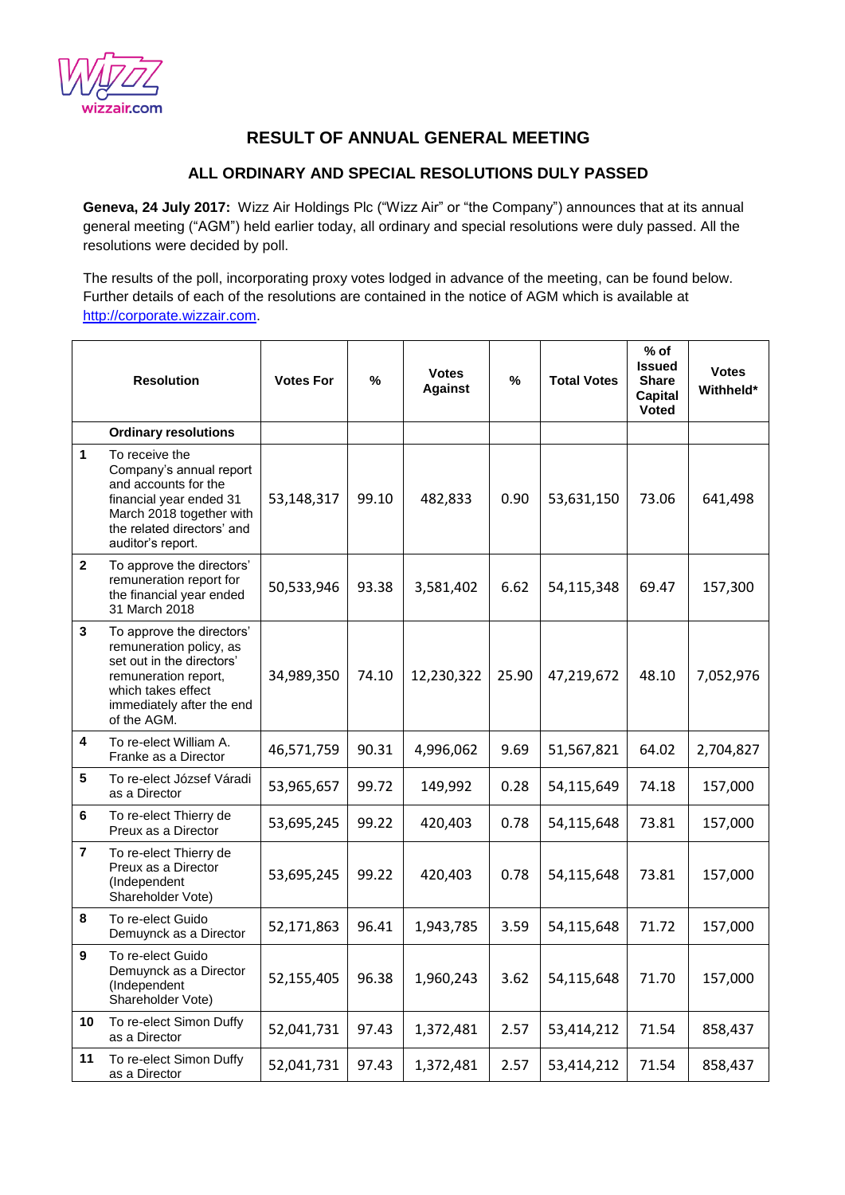# RESULT OF ANNUAL GENERAL MEETING

## ALL ORDINARY AND SPECIAL RESOLUTIONS DULY PASSED

**Geneva, 24 July 2017:** Wizz Air Holdings Plc ("Wizz Air" or "the Company") announces that at its annual general meeting ("AGM") held earlier today, all ordinary and special resolutions were duly passed. All the resolutions were decided by poll.

The results of the poll, incorporating proxy votes lodged in advance of the meeting, can be found below. Further details of each of the resolutions are contained in the notice of AGM which is available at http://corporate.wizzair.com.

| | Resolution | Votes For | % | Votes Against | % | Total Votes | % of Issued Share Capital Voted | Votes Withheld* |
|---|---|---|---|---|---|---|---|---|
| | **Ordinary resolutions** | | | | | | | |
| 1 | To receive the Company's annual report and accounts for the financial year ended 31 March 2018 together with the related directors' and auditor's report. | 53,148,317 | 99.10 | 482,833 | 0.90 | 53,631,150 | 73.06 | 641,498 |
| 2 | To approve the directors' remuneration report for the financial year ended 31 March 2018 | 50,533,946 | 93.38 | 3,581,402 | 6.62 | 54,115,348 | 69.47 | 157,300 |
| 3 | To approve the directors' remuneration policy, as set out in the directors' remuneration report, which takes effect immediately after the end of the AGM. | 34,989,350 | 74.10 | 12,230,322 | 25.90 | 47,219,672 | 48.10 | 7,052,976 |
| 4 | To re-elect William A. Franke as a Director | 46,571,759 | 90.31 | 4,996,062 | 9.69 | 51,567,821 | 64.02 | 2,704,827 |
| 5 | To re-elect József Váradi as a Director | 53,965,657 | 99.72 | 149,992 | 0.28 | 54,115,649 | 74.18 | 157,000 |
| 6 | To re-elect Thierry de Preux as a Director | 53,695,245 | 99.22 | 420,403 | 0.78 | 54,115,648 | 73.81 | 157,000 |
| 7 | To re-elect Thierry de Preux as a Director (Independent Shareholder Vote) | 53,695,245 | 99.22 | 420,403 | 0.78 | 54,115,648 | 73.81 | 157,000 |
| 8 | To re-elect Guido Demuynck as a Director | 52,171,863 | 96.41 | 1,943,785 | 3.59 | 54,115,648 | 71.72 | 157,000 |
| 9 | To re-elect Guido Demuynck as a Director (Independent Shareholder Vote) | 52,155,405 | 96.38 | 1,960,243 | 3.62 | 54,115,648 | 71.70 | 157,000 |
| 10 | To re-elect Simon Duffy as a Director | 52,041,731 | 97.43 | 1,372,481 | 2.57 | 53,414,212 | 71.54 | 858,437 |
| 11 | To re-elect Simon Duffy as a Director | 52,041,731 | 97.43 | 1,372,481 | 2.57 | 53,414,212 | 71.54 | 858,437 |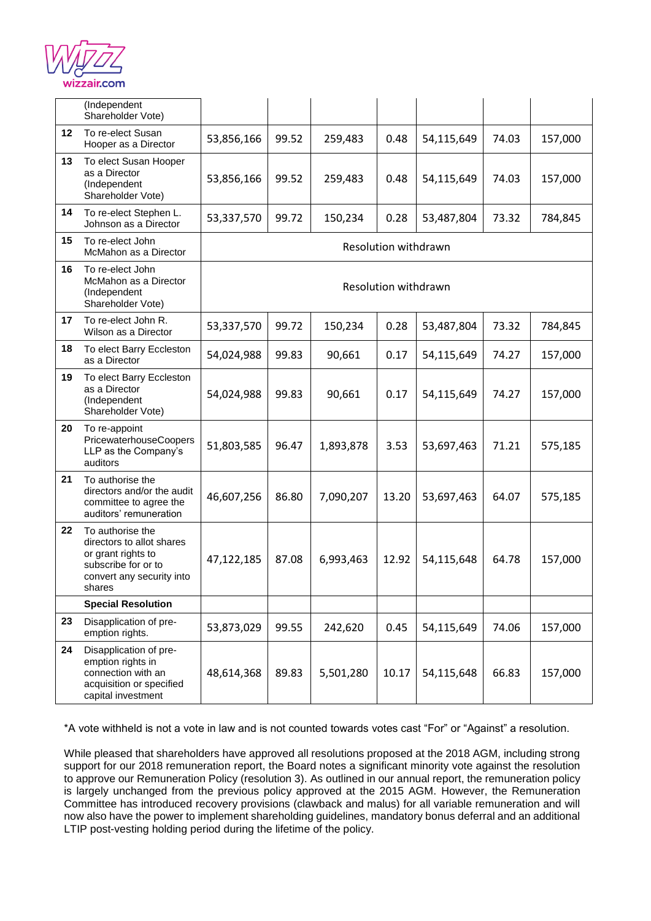| | | | | | | | | |
|---|---|---|---|---|---|---|---|---|
| | (Independent Shareholder Vote) | | | | | | | |
| 12 | To re-elect Susan Hooper as a Director | 53,856,166 | 99.52 | 259,483 | 0.48 | 54,115,649 | 74.03 | 157,000 |
| 13 | To elect Susan Hooper as a Director (Independent Shareholder Vote) | 53,856,166 | 99.52 | 259,483 | 0.48 | 54,115,649 | 74.03 | 157,000 |
| 14 | To re-elect Stephen L. Johnson as a Director | 53,337,570 | 99.72 | 150,234 | 0.28 | 53,487,804 | 73.32 | 784,845 |
| 15 | To re-elect John McMahon as a Director | Resolution withdrawn | | | | | | |
| 16 | To re-elect John McMahon as a Director (Independent Shareholder Vote) | Resolution withdrawn | | | | | | |
| 17 | To re-elect John R. Wilson as a Director | 53,337,570 | 99.72 | 150,234 | 0.28 | 53,487,804 | 73.32 | 784,845 |
| 18 | To elect Barry Eccleston as a Director | 54,024,988 | 99.83 | 90,661 | 0.17 | 54,115,649 | 74.27 | 157,000 |
| 19 | To elect Barry Eccleston as a Director (Independent Shareholder Vote) | 54,024,988 | 99.83 | 90,661 | 0.17 | 54,115,649 | 74.27 | 157,000 |
| 20 | To re-appoint PricewaterhouseCoopers LLP as the Company's auditors | 51,803,585 | 96.47 | 1,893,878 | 3.53 | 53,697,463 | 71.21 | 575,185 |
| 21 | To authorise the directors and/or the audit committee to agree the auditors' remuneration | 46,607,256 | 86.80 | 7,090,207 | 13.20 | 53,697,463 | 64.07 | 575,185 |
| 22 | To authorise the directors to allot shares or grant rights to subscribe for or to convert any security into shares | 47,122,185 | 87.08 | 6,993,463 | 12.92 | 54,115,648 | 64.78 | 157,000 |
| | **Special Resolution** | | | | | | | |
| 23 | Disapplication of pre-emption rights. | 53,873,029 | 99.55 | 242,620 | 0.45 | 54,115,649 | 74.06 | 157,000 |
| 24 | Disapplication of pre-emption rights in connection with an acquisition or specified capital investment | 48,614,368 | 89.83 | 5,501,280 | 10.17 | 54,115,648 | 66.83 | 157,000 |

*A vote withheld is not a vote in law and is not counted towards votes cast "For" or "Against" a resolution.

While pleased that shareholders have approved all resolutions proposed at the 2018 AGM, including strong support for our 2018 remuneration report, the Board notes a significant minority vote against the resolution to approve our Remuneration Policy (resolution 3). As outlined in our annual report, the remuneration policy is largely unchanged from the previous policy approved at the 2015 AGM. However, the Remuneration Committee has introduced recovery provisions (clawback and malus) for all variable remuneration and will now also have the power to implement shareholding guidelines, mandatory bonus deferral and an additional LTIP post-vesting holding period during the lifetime of the policy.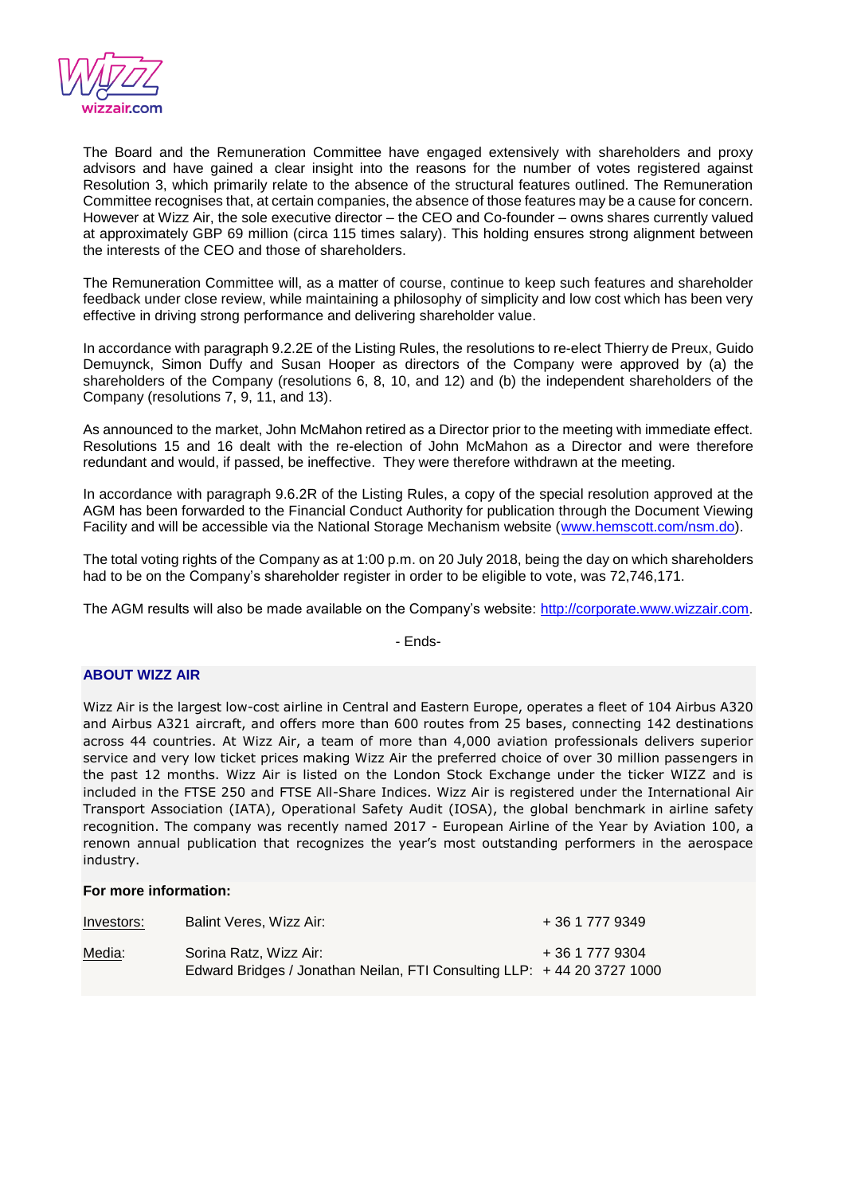The Board and the Remuneration Committee have engaged extensively with shareholders and proxy advisors and have gained a clear insight into the reasons for the number of votes registered against Resolution 3, which primarily relate to the absence of the structural features outlined. The Remuneration Committee recognises that, at certain companies, the absence of those features may be a cause for concern. However at Wizz Air, the sole executive director – the CEO and Co-founder – owns shares currently valued at approximately GBP 69 million (circa 115 times salary). This holding ensures strong alignment between the interests of the CEO and those of shareholders.

The Remuneration Committee will, as a matter of course, continue to keep such features and shareholder feedback under close review, while maintaining a philosophy of simplicity and low cost which has been very effective in driving strong performance and delivering shareholder value.

In accordance with paragraph 9.2.2E of the Listing Rules, the resolutions to re-elect Thierry de Preux, Guido Demuynck, Simon Duffy and Susan Hooper as directors of the Company were approved by (a) the shareholders of the Company (resolutions 6, 8, 10, and 12) and (b) the independent shareholders of the Company (resolutions 7, 9, 11, and 13).

As announced to the market, John McMahon retired as a Director prior to the meeting with immediate effect. Resolutions 15 and 16 dealt with the re-election of John McMahon as a Director and were therefore redundant and would, if passed, be ineffective. They were therefore withdrawn at the meeting.

In accordance with paragraph 9.6.2R of the Listing Rules, a copy of the special resolution approved at the AGM has been forwarded to the Financial Conduct Authority for publication through the Document Viewing Facility and will be accessible via the National Storage Mechanism website (www.hemscott.com/nsm.do).

The total voting rights of the Company as at 1:00 p.m. on 20 July 2018, being the day on which shareholders had to be on the Company's shareholder register in order to be eligible to vote, was 72,746,171.

The AGM results will also be made available on the Company's website: http://corporate.www.wizzair.com.

- Ends-

## ABOUT WIZZ AIR

Wizz Air is the largest low-cost airline in Central and Eastern Europe, operates a fleet of 104 Airbus A320 and Airbus A321 aircraft, and offers more than 600 routes from 25 bases, connecting 142 destinations across 44 countries. At Wizz Air, a team of more than 4,000 aviation professionals delivers superior service and very low ticket prices making Wizz Air the preferred choice of over 30 million passengers in the past 12 months. Wizz Air is listed on the London Stock Exchange under the ticker WIZZ and is included in the FTSE 250 and FTSE All-Share Indices. Wizz Air is registered under the International Air Transport Association (IATA), Operational Safety Audit (IOSA), the global benchmark in airline safety recognition. The company was recently named 2017 - European Airline of the Year by Aviation 100, a renown annual publication that recognizes the year's most outstanding performers in the aerospace industry.

**For more information:**

| | | |
|---|---|---|
| Investors: | Balint Veres, Wizz Air: | + 36 1 777 9349 |
| Media: | Sorina Ratz, Wizz Air: | + 36 1 777 9304 |
| | Edward Bridges / Jonathan Neilan, FTI Consulting LLP: | + 44 20 3727 1000 |